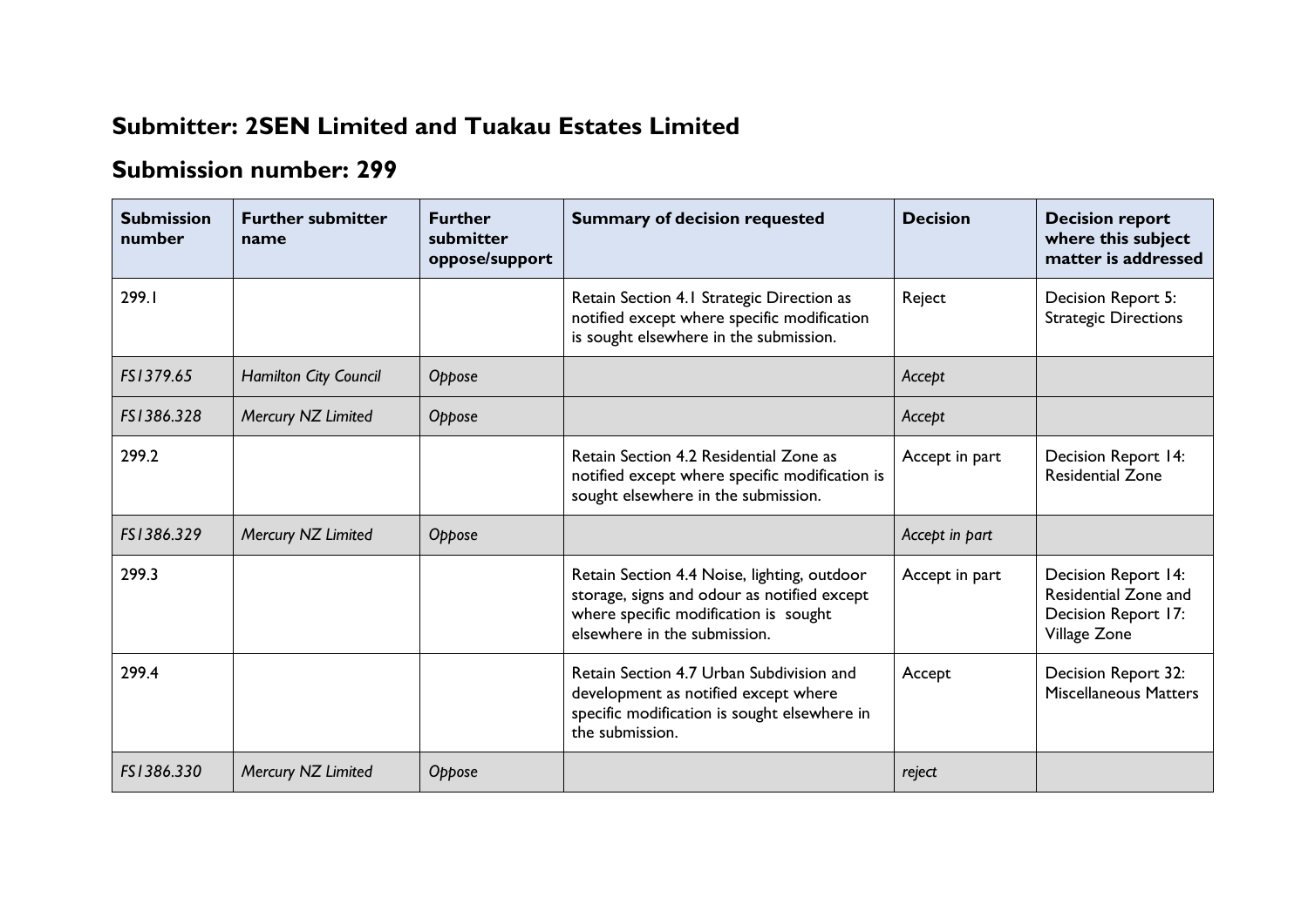## Submitter: 2SEN Limited and Tuakau Estates Limited

## Submission number: 299

| Submission number | Further submitter name | Further submitter oppose/support | Summary of decision requested | Decision | Decision report where this subject matter is addressed |
|---|---|---|---|---|---|
| 299.1 | | | Retain Section 4.1 Strategic Direction as notified except where specific modification is sought elsewhere in the submission. | Reject | Decision Report 5: Strategic Directions |
| *FS1379.65* | *Hamilton City Council* | *Oppose* | | *Accept* | |
| *FS1386.328* | *Mercury NZ Limited* | *Oppose* | | *Accept* | |
| 299.2 | | | Retain Section 4.2 Residential Zone as notified except where specific modification is sought elsewhere in the submission. | Accept in part | Decision Report 14: Residential Zone |
| *FS1386.329* | *Mercury NZ Limited* | *Oppose* | | *Accept in part* | |
| 299.3 | | | Retain Section 4.4 Noise, lighting, outdoor storage, signs and odour as notified except where specific modification is sought elsewhere in the submission. | Accept in part | Decision Report 14: Residential Zone and Decision Report 17: Village Zone |
| 299.4 | | | Retain Section 4.7 Urban Subdivision and development as notified except where specific modification is sought elsewhere in the submission. | Accept | Decision Report 32: Miscellaneous Matters |
| *FS1386.330* | *Mercury NZ Limited* | *Oppose* | | *reject* | |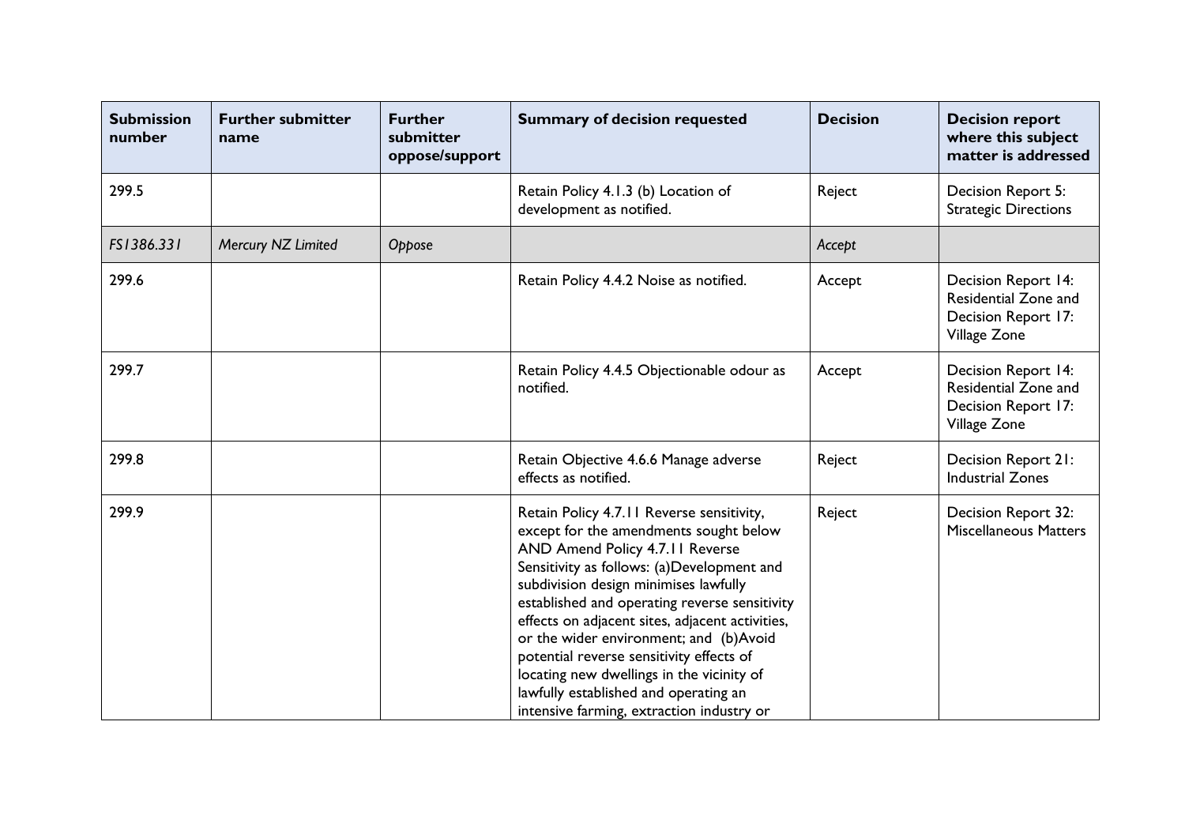| Submission number | Further submitter name | Further submitter oppose/support | Summary of decision requested | Decision | Decision report where this subject matter is addressed |
|---|---|---|---|---|---|
| 299.5 | | | Retain Policy 4.1.3 (b) Location of development as notified. | Reject | Decision Report 5: Strategic Directions |
| *FS1386.331* | *Mercury NZ Limited* | *Oppose* | | *Accept* | |
| 299.6 | | | Retain Policy 4.4.2 Noise as notified. | Accept | Decision Report 14: Residential Zone and Decision Report 17: Village Zone |
| 299.7 | | | Retain Policy 4.4.5 Objectionable odour as notified. | Accept | Decision Report 14: Residential Zone and Decision Report 17: Village Zone |
| 299.8 | | | Retain Objective 4.6.6 Manage adverse effects as notified. | Reject | Decision Report 21: Industrial Zones |
| 299.9 | | | Retain Policy 4.7.11 Reverse sensitivity, except for the amendments sought below AND Amend Policy 4.7.11 Reverse Sensitivity as follows: (a)Development and subdivision design minimises lawfully established and operating reverse sensitivity effects on adjacent sites, adjacent activities, or the wider environment; and (b)Avoid potential reverse sensitivity effects of locating new dwellings in the vicinity of lawfully established and operating an intensive farming, extraction industry or | Reject | Decision Report 32: Miscellaneous Matters |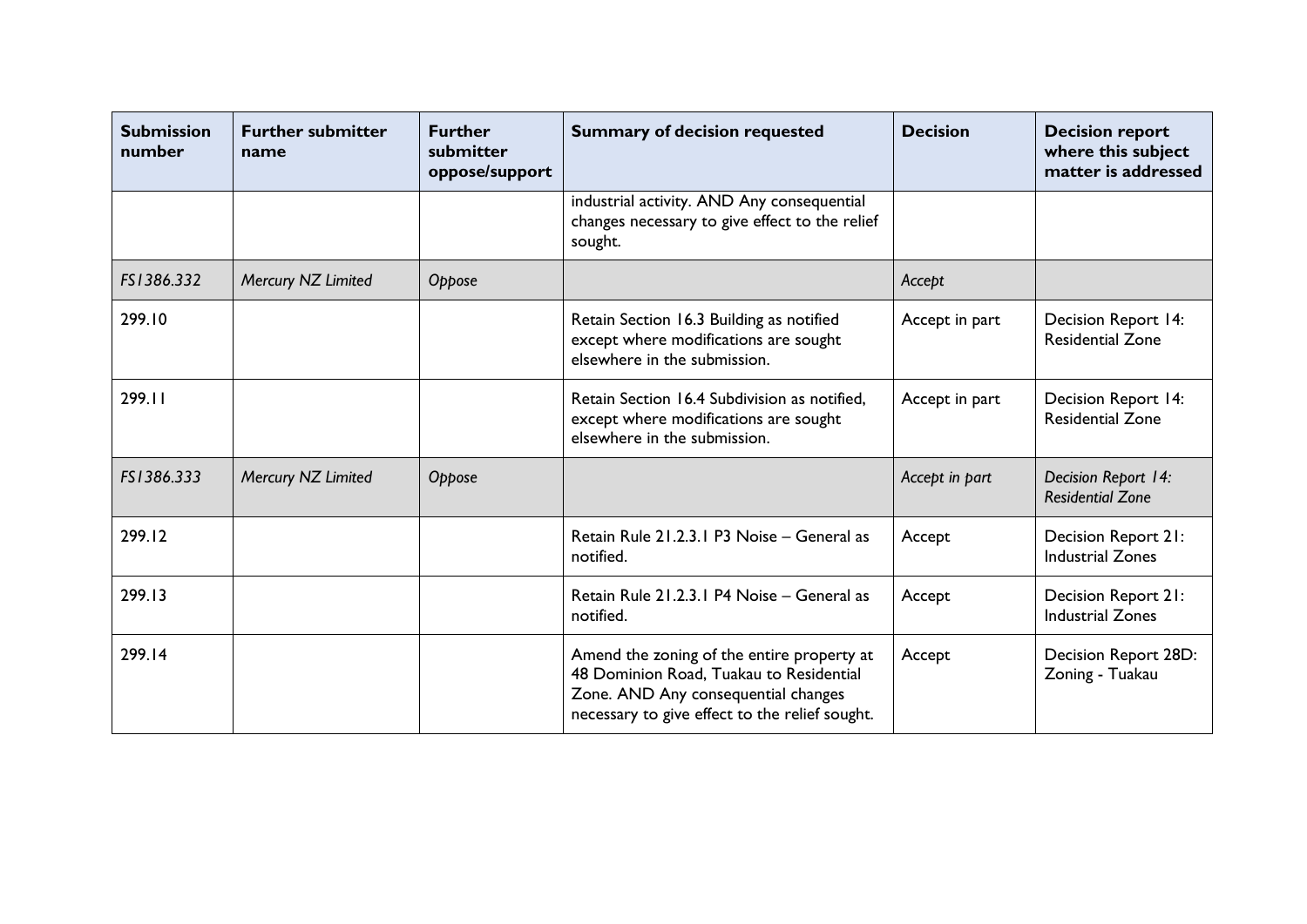| Submission number | Further submitter name | Further submitter oppose/support | Summary of decision requested | Decision | Decision report where this subject matter is addressed |
|---|---|---|---|---|---|
| | | | industrial activity. AND Any consequential changes necessary to give effect to the relief sought. | | |
| *FS1386.332* | *Mercury NZ Limited* | *Oppose* | | *Accept* | |
| 299.10 | | | Retain Section 16.3 Building as notified except where modifications are sought elsewhere in the submission. | Accept in part | Decision Report 14: Residential Zone |
| 299.11 | | | Retain Section 16.4 Subdivision as notified, except where modifications are sought elsewhere in the submission. | Accept in part | Decision Report 14: Residential Zone |
| *FS1386.333* | *Mercury NZ Limited* | *Oppose* | | *Accept in part* | *Decision Report 14: Residential Zone* |
| 299.12 | | | Retain Rule 21.2.3.1 P3 Noise – General as notified. | Accept | Decision Report 21: Industrial Zones |
| 299.13 | | | Retain Rule 21.2.3.1 P4 Noise – General as notified. | Accept | Decision Report 21: Industrial Zones |
| 299.14 | | | Amend the zoning of the entire property at 48 Dominion Road, Tuakau to Residential Zone. AND Any consequential changes necessary to give effect to the relief sought. | Accept | Decision Report 28D: Zoning - Tuakau |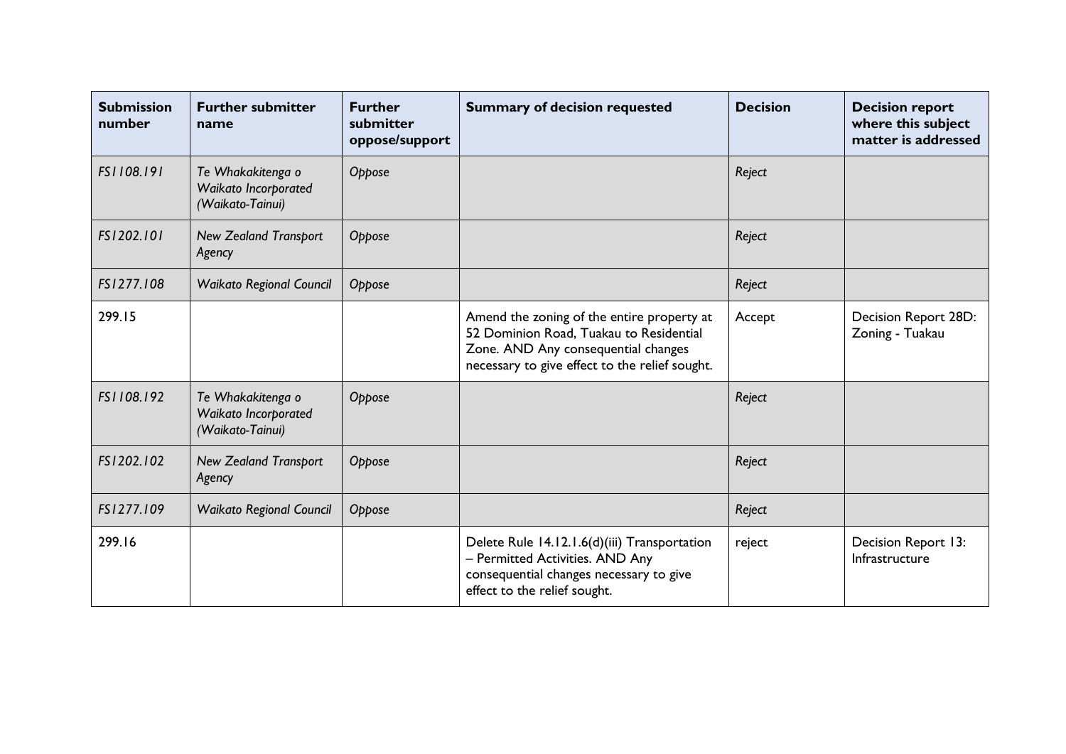| Submission number | Further submitter name | Further submitter oppose/support | Summary of decision requested | Decision | Decision report where this subject matter is addressed |
|---|---|---|---|---|---|
| *FS1108.191* | *Te Whakakitenga o Waikato Incorporated (Waikato-Tainui)* | *Oppose* | | *Reject* | |
| *FS1202.101* | *New Zealand Transport Agency* | *Oppose* | | *Reject* | |
| *FS1277.108* | *Waikato Regional Council* | *Oppose* | | *Reject* | |
| 299.15 | | | Amend the zoning of the entire property at 52 Dominion Road, Tuakau to Residential Zone. AND Any consequential changes necessary to give effect to the relief sought. | Accept | Decision Report 28D: Zoning - Tuakau |
| *FS1108.192* | *Te Whakakitenga o Waikato Incorporated (Waikato-Tainui)* | *Oppose* | | *Reject* | |
| *FS1202.102* | *New Zealand Transport Agency* | *Oppose* | | *Reject* | |
| *FS1277.109* | *Waikato Regional Council* | *Oppose* | | *Reject* | |
| 299.16 | | | Delete Rule 14.12.1.6(d)(iii) Transportation – Permitted Activities. AND Any consequential changes necessary to give effect to the relief sought. | reject | Decision Report 13: Infrastructure |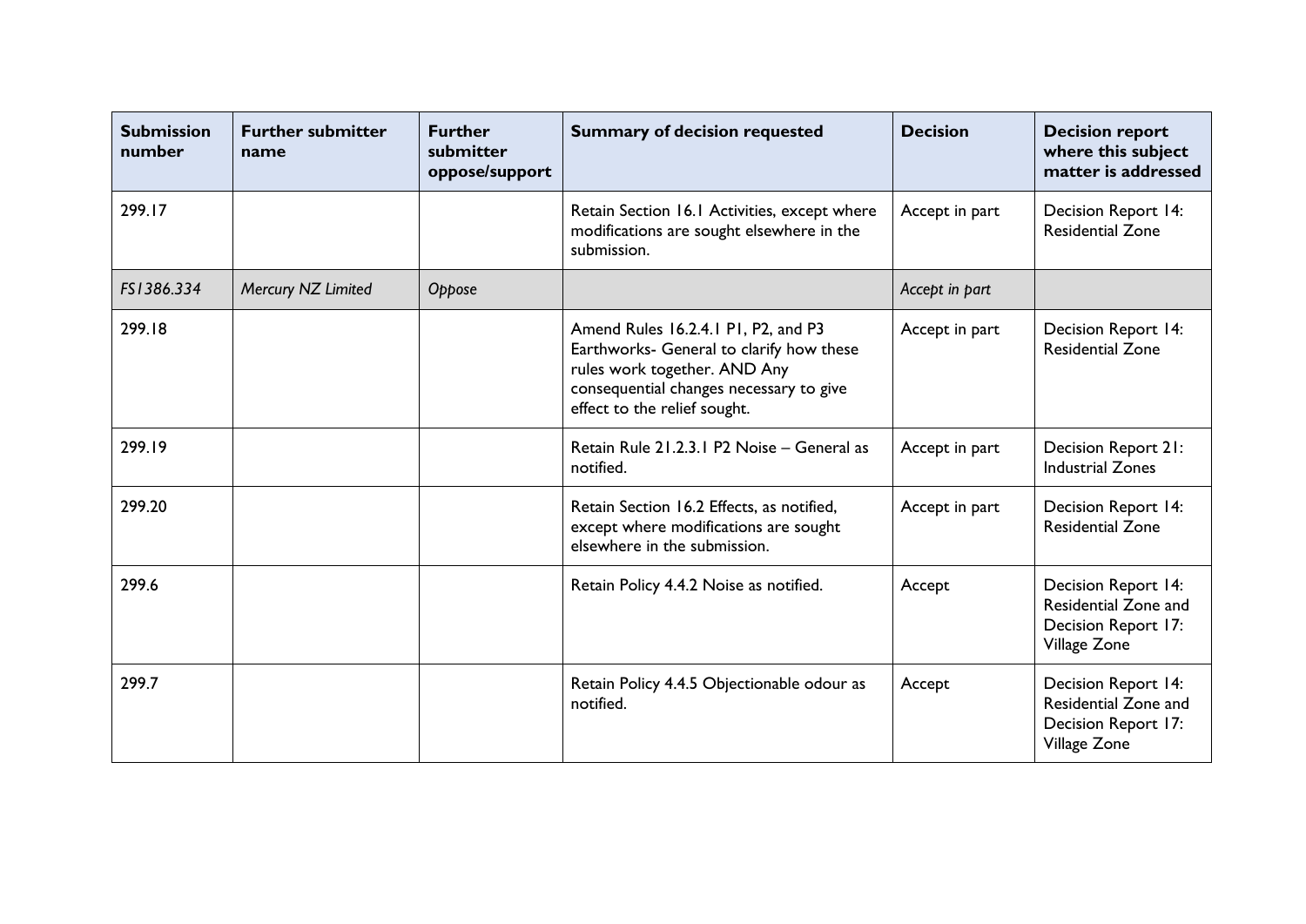| Submission number | Further submitter name | Further submitter oppose/support | Summary of decision requested | Decision | Decision report where this subject matter is addressed |
|---|---|---|---|---|---|
| 299.17 | | | Retain Section 16.1 Activities, except where modifications are sought elsewhere in the submission. | Accept in part | Decision Report 14: Residential Zone |
| *FS1386.334* | *Mercury NZ Limited* | *Oppose* | | *Accept in part* | |
| 299.18 | | | Amend Rules 16.2.4.1 P1, P2, and P3 Earthworks- General to clarify how these rules work together. AND Any consequential changes necessary to give effect to the relief sought. | Accept in part | Decision Report 14: Residential Zone |
| 299.19 | | | Retain Rule 21.2.3.1 P2 Noise – General as notified. | Accept in part | Decision Report 21: Industrial Zones |
| 299.20 | | | Retain Section 16.2 Effects, as notified, except where modifications are sought elsewhere in the submission. | Accept in part | Decision Report 14: Residential Zone |
| 299.6 | | | Retain Policy 4.4.2 Noise as notified. | Accept | Decision Report 14: Residential Zone and Decision Report 17: Village Zone |
| 299.7 | | | Retain Policy 4.4.5 Objectionable odour as notified. | Accept | Decision Report 14: Residential Zone and Decision Report 17: Village Zone |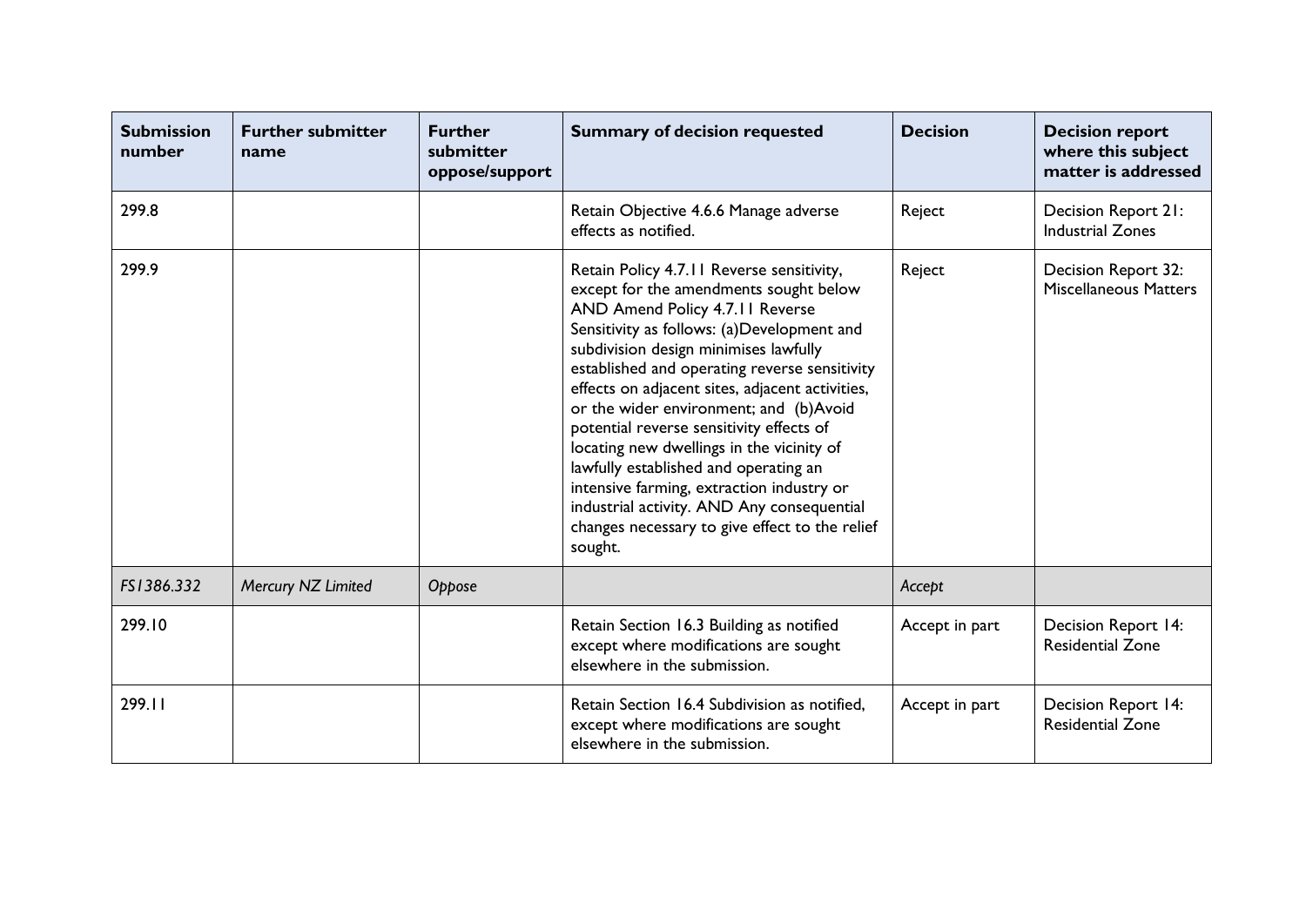| Submission number | Further submitter name | Further submitter oppose/support | Summary of decision requested | Decision | Decision report where this subject matter is addressed |
|---|---|---|---|---|---|
| 299.8 | | | Retain Objective 4.6.6 Manage adverse effects as notified. | Reject | Decision Report 21: Industrial Zones |
| 299.9 | | | Retain Policy 4.7.11 Reverse sensitivity, except for the amendments sought below AND Amend Policy 4.7.11 Reverse Sensitivity as follows: (a)Development and subdivision design minimises lawfully established and operating reverse sensitivity effects on adjacent sites, adjacent activities, or the wider environment; and (b)Avoid potential reverse sensitivity effects of locating new dwellings in the vicinity of lawfully established and operating an intensive farming, extraction industry or industrial activity. AND Any consequential changes necessary to give effect to the relief sought. | Reject | Decision Report 32: Miscellaneous Matters |
| *FS1386.332* | *Mercury NZ Limited* | *Oppose* | | *Accept* | |
| 299.10 | | | Retain Section 16.3 Building as notified except where modifications are sought elsewhere in the submission. | Accept in part | Decision Report 14: Residential Zone |
| 299.11 | | | Retain Section 16.4 Subdivision as notified, except where modifications are sought elsewhere in the submission. | Accept in part | Decision Report 14: Residential Zone |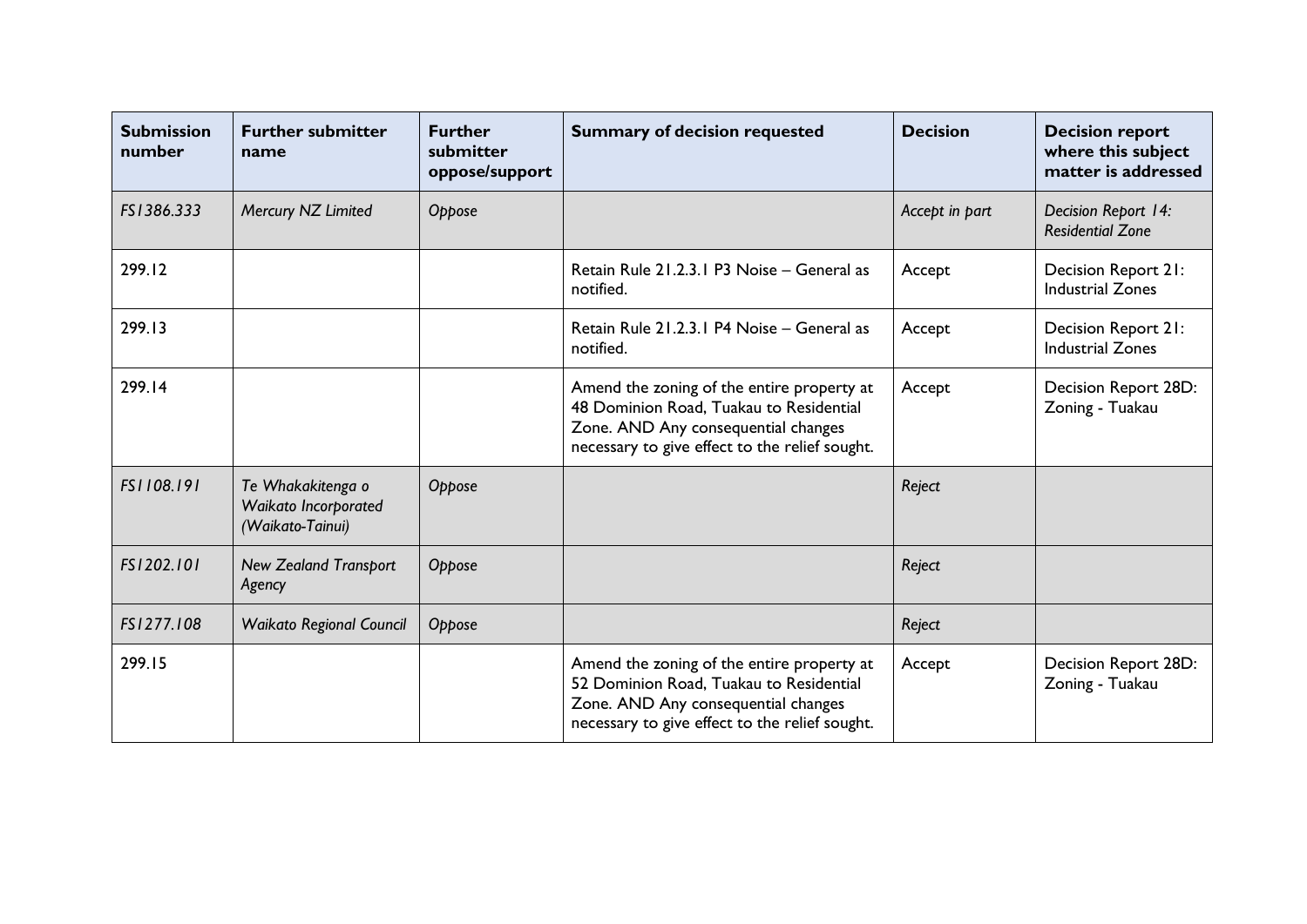| Submission number | Further submitter name | Further submitter oppose/support | Summary of decision requested | Decision | Decision report where this subject matter is addressed |
|---|---|---|---|---|---|
| *FS1386.333* | *Mercury NZ Limited* | *Oppose* | | *Accept in part* | *Decision Report 14: Residential Zone* |
| 299.12 | | | Retain Rule 21.2.3.1 P3 Noise – General as notified. | Accept | Decision Report 21: Industrial Zones |
| 299.13 | | | Retain Rule 21.2.3.1 P4 Noise – General as notified. | Accept | Decision Report 21: Industrial Zones |
| 299.14 | | | Amend the zoning of the entire property at 48 Dominion Road, Tuakau to Residential Zone. AND Any consequential changes necessary to give effect to the relief sought. | Accept | Decision Report 28D: Zoning - Tuakau |
| *FS1108.191* | *Te Whakakitenga o Waikato Incorporated (Waikato-Tainui)* | *Oppose* | | *Reject* | |
| *FS1202.101* | *New Zealand Transport Agency* | *Oppose* | | *Reject* | |
| *FS1277.108* | *Waikato Regional Council* | *Oppose* | | *Reject* | |
| 299.15 | | | Amend the zoning of the entire property at 52 Dominion Road, Tuakau to Residential Zone. AND Any consequential changes necessary to give effect to the relief sought. | Accept | Decision Report 28D: Zoning - Tuakau |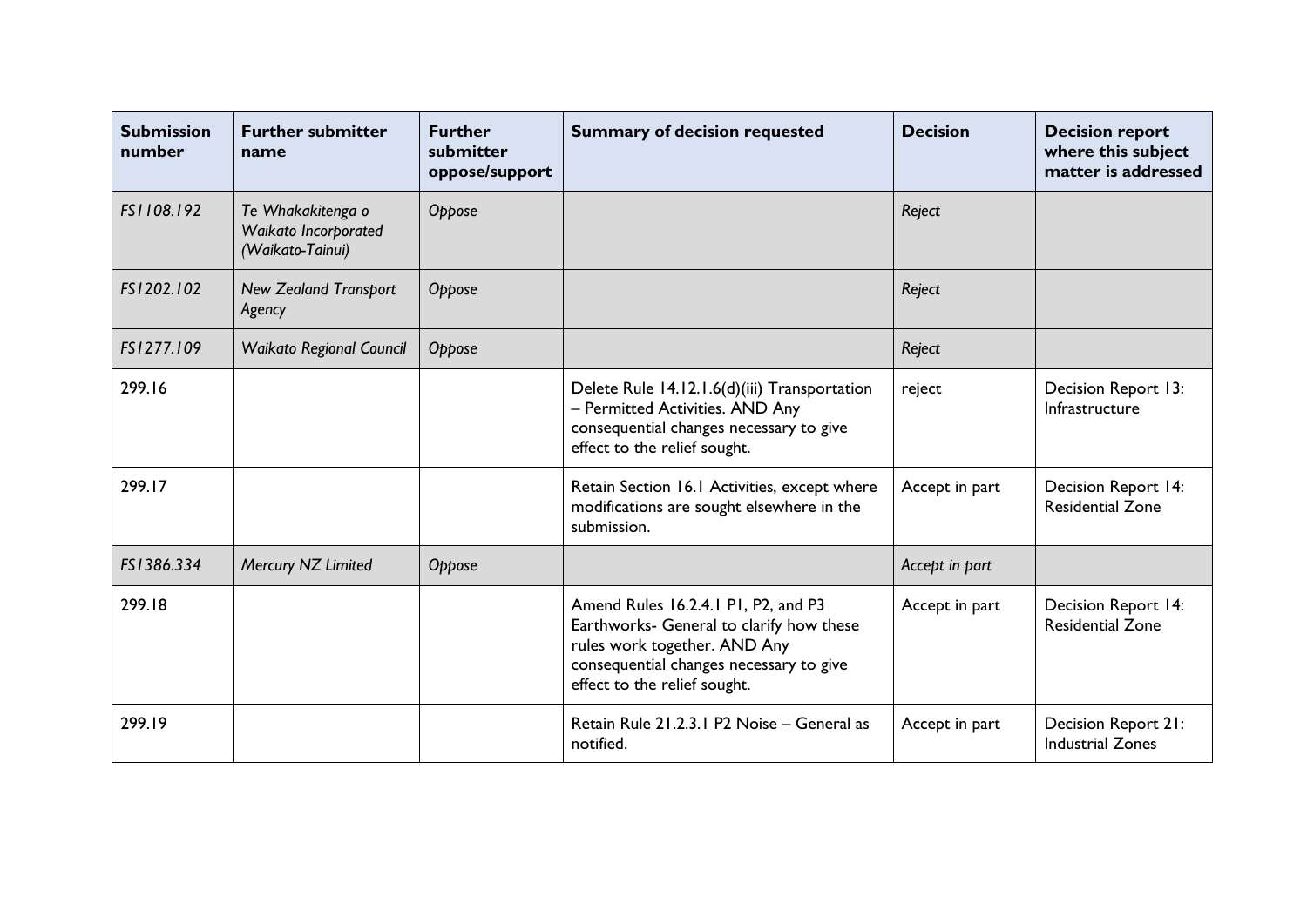| Submission number | Further submitter name | Further submitter oppose/support | Summary of decision requested | Decision | Decision report where this subject matter is addressed |
|---|---|---|---|---|---|
| *FS1108.192* | *Te Whakakitenga o Waikato Incorporated (Waikato-Tainui)* | *Oppose* | | *Reject* | |
| *FS1202.102* | *New Zealand Transport Agency* | *Oppose* | | *Reject* | |
| *FS1277.109* | *Waikato Regional Council* | *Oppose* | | *Reject* | |
| 299.16 | | | Delete Rule 14.12.1.6(d)(iii) Transportation – Permitted Activities. AND Any consequential changes necessary to give effect to the relief sought. | reject | Decision Report 13: Infrastructure |
| 299.17 | | | Retain Section 16.1 Activities, except where modifications are sought elsewhere in the submission. | Accept in part | Decision Report 14: Residential Zone |
| *FS1386.334* | *Mercury NZ Limited* | *Oppose* | | *Accept in part* | |
| 299.18 | | | Amend Rules 16.2.4.1 P1, P2, and P3 Earthworks- General to clarify how these rules work together. AND Any consequential changes necessary to give effect to the relief sought. | Accept in part | Decision Report 14: Residential Zone |
| 299.19 | | | Retain Rule 21.2.3.1 P2 Noise – General as notified. | Accept in part | Decision Report 21: Industrial Zones |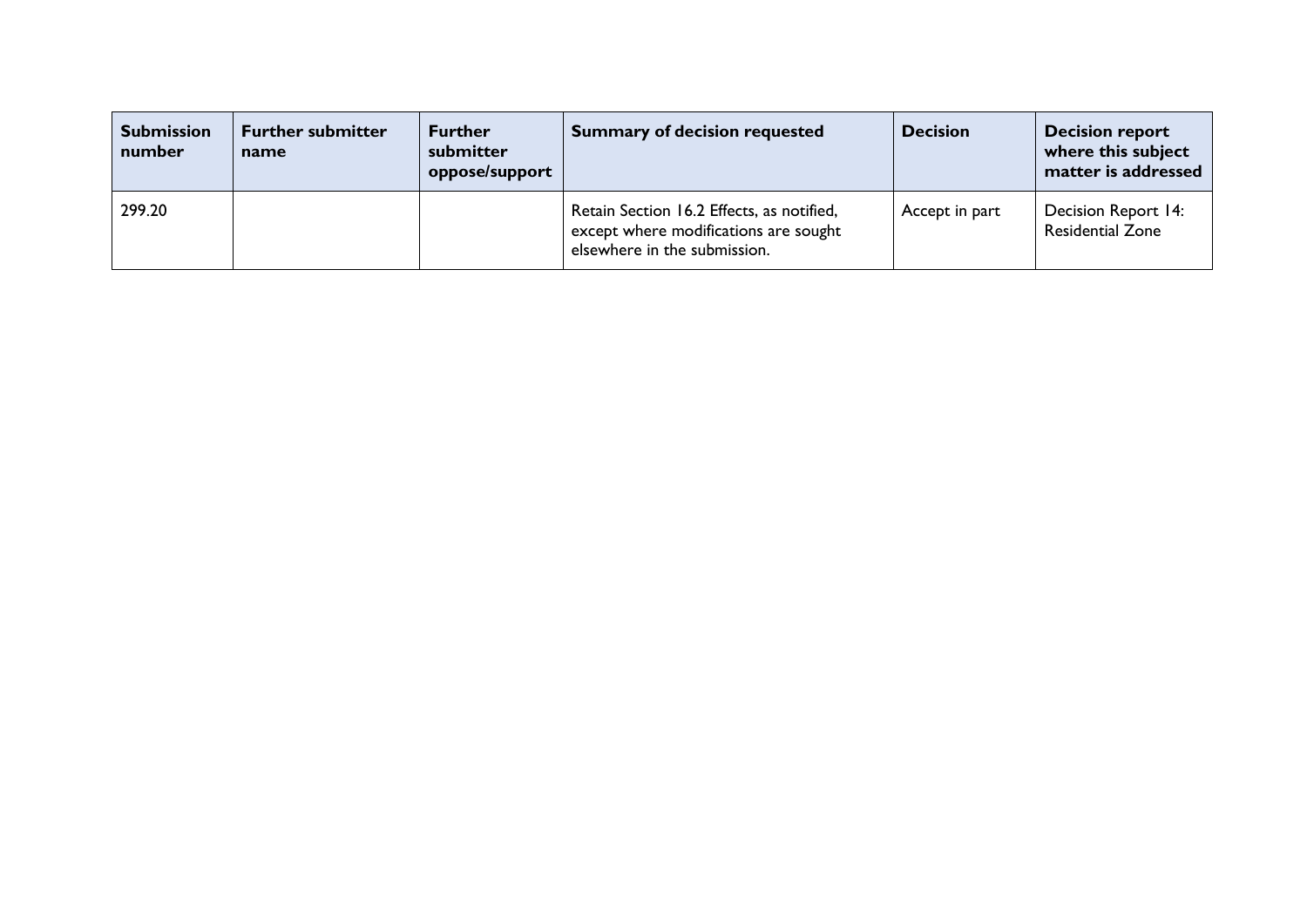| Submission number | Further submitter name | Further submitter oppose/support | Summary of decision requested | Decision | Decision report where this subject matter is addressed |
| --- | --- | --- | --- | --- | --- |
| 299.20 | | | Retain Section 16.2 Effects, as notified, except where modifications are sought elsewhere in the submission. | Accept in part | Decision Report 14: Residential Zone |